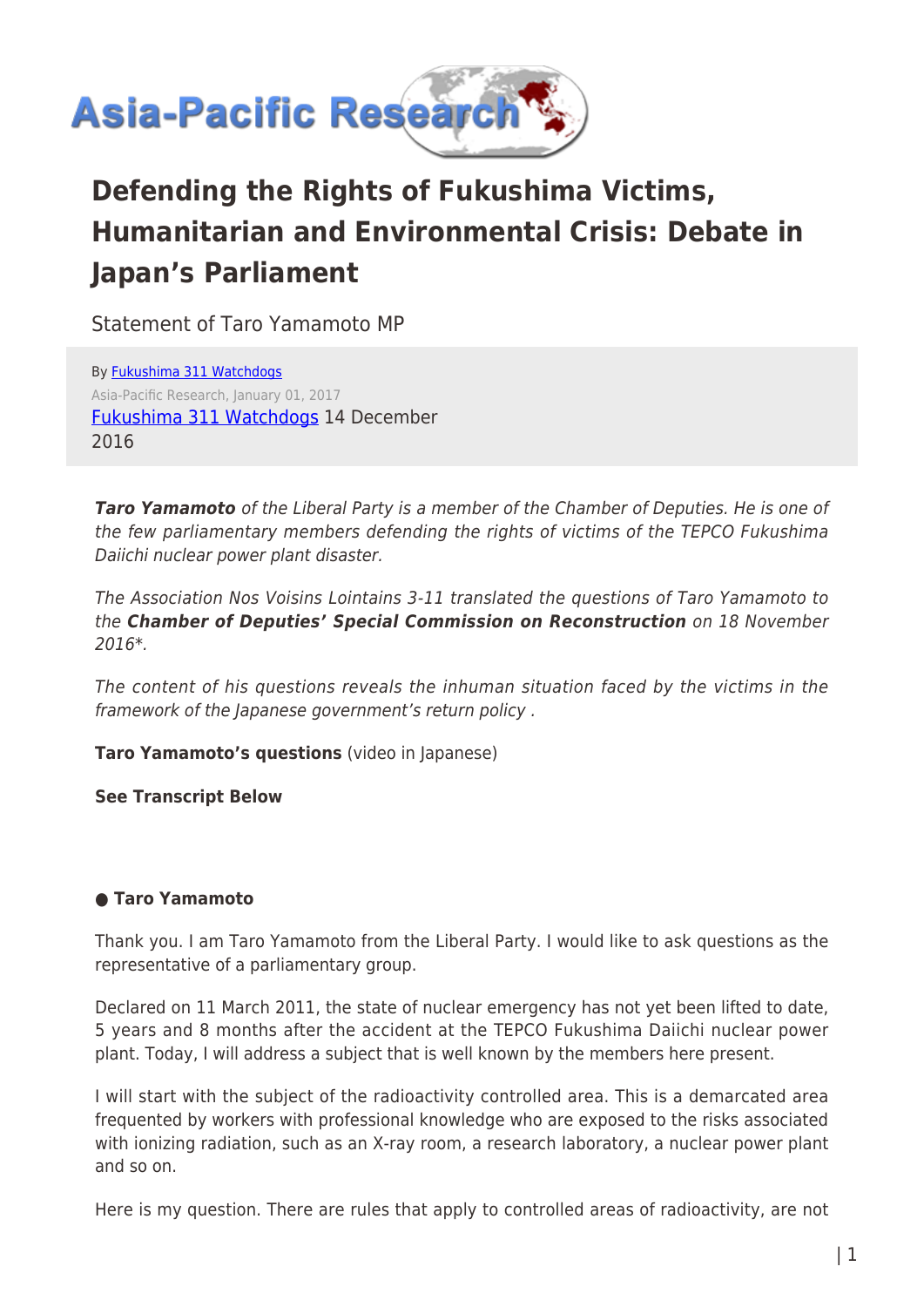# Defending the Rights of Fukushima Victims, Humanitarian and Environmental Crisis: Debate in Japan's Parliament

Statement of Taro Yamamoto MP

By Fukushima 311 Watchdogs
Asia-Pacific Research, January 01, 2017
Fukushima 311 Watchdogs 14 December 2016

***Taro Yamamoto** of the Liberal Party is a member of the Chamber of Deputies. He is one of the few parliamentary members defending the rights of victims of the TEPCO Fukushima Daiichi nuclear power plant disaster.*

*The Association Nos Voisins Lointains 3-11 translated the questions of Taro Yamamoto to the **Chamber of Deputies' Special Commission on Reconstruction** on 18 November 2016\*.*

*The content of his questions reveals the inhuman situation faced by the victims in the framework of the Japanese government's return policy .*

**Taro Yamamoto's questions** (video in Japanese)

**See Transcript Below**

● **Taro Yamamoto**

Thank you. I am Taro Yamamoto from the Liberal Party. I would like to ask questions as the representative of a parliamentary group.

Declared on 11 March 2011, the state of nuclear emergency has not yet been lifted to date, 5 years and 8 months after the accident at the TEPCO Fukushima Daiichi nuclear power plant. Today, I will address a subject that is well known by the members here present.

I will start with the subject of the radioactivity controlled area. This is a demarcated area frequented by workers with professional knowledge who are exposed to the risks associated with ionizing radiation, such as an X-ray room, a research laboratory, a nuclear power plant and so on.

Here is my question. There are rules that apply to controlled areas of radioactivity, are not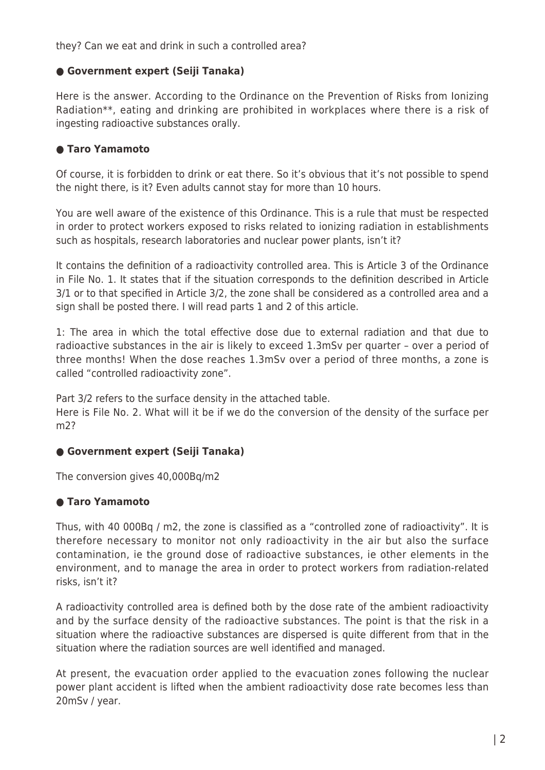they? Can we eat and drink in such a controlled area?

**● Government expert (Seiji Tanaka)**

Here is the answer. According to the Ordinance on the Prevention of Risks from Ionizing Radiation**, eating and drinking are prohibited in workplaces where there is a risk of ingesting radioactive substances orally.

**● Taro Yamamoto**

Of course, it is forbidden to drink or eat there. So it's obvious that it's not possible to spend the night there, is it? Even adults cannot stay for more than 10 hours.

You are well aware of the existence of this Ordinance. This is a rule that must be respected in order to protect workers exposed to risks related to ionizing radiation in establishments such as hospitals, research laboratories and nuclear power plants, isn't it?

It contains the definition of a radioactivity controlled area. This is Article 3 of the Ordinance in File No. 1. It states that if the situation corresponds to the definition described in Article 3/1 or to that specified in Article 3/2, the zone shall be considered as a controlled area and a sign shall be posted there. I will read parts 1 and 2 of this article.

1: The area in which the total effective dose due to external radiation and that due to radioactive substances in the air is likely to exceed 1.3mSv per quarter – over a period of three months! When the dose reaches 1.3mSv over a period of three months, a zone is called "controlled radioactivity zone".

Part 3/2 refers to the surface density in the attached table.
Here is File No. 2. What will it be if we do the conversion of the density of the surface per m2?

**● Government expert (Seiji Tanaka)**

The conversion gives 40,000Bq/m2

**● Taro Yamamoto**

Thus, with 40 000Bq / m2, the zone is classified as a "controlled zone of radioactivity". It is therefore necessary to monitor not only radioactivity in the air but also the surface contamination, ie the ground dose of radioactive substances, ie other elements in the environment, and to manage the area in order to protect workers from radiation-related risks, isn't it?

A radioactivity controlled area is defined both by the dose rate of the ambient radioactivity and by the surface density of the radioactive substances. The point is that the risk in a situation where the radioactive substances are dispersed is quite different from that in the situation where the radiation sources are well identified and managed.

At present, the evacuation order applied to the evacuation zones following the nuclear power plant accident is lifted when the ambient radioactivity dose rate becomes less than 20mSv / year.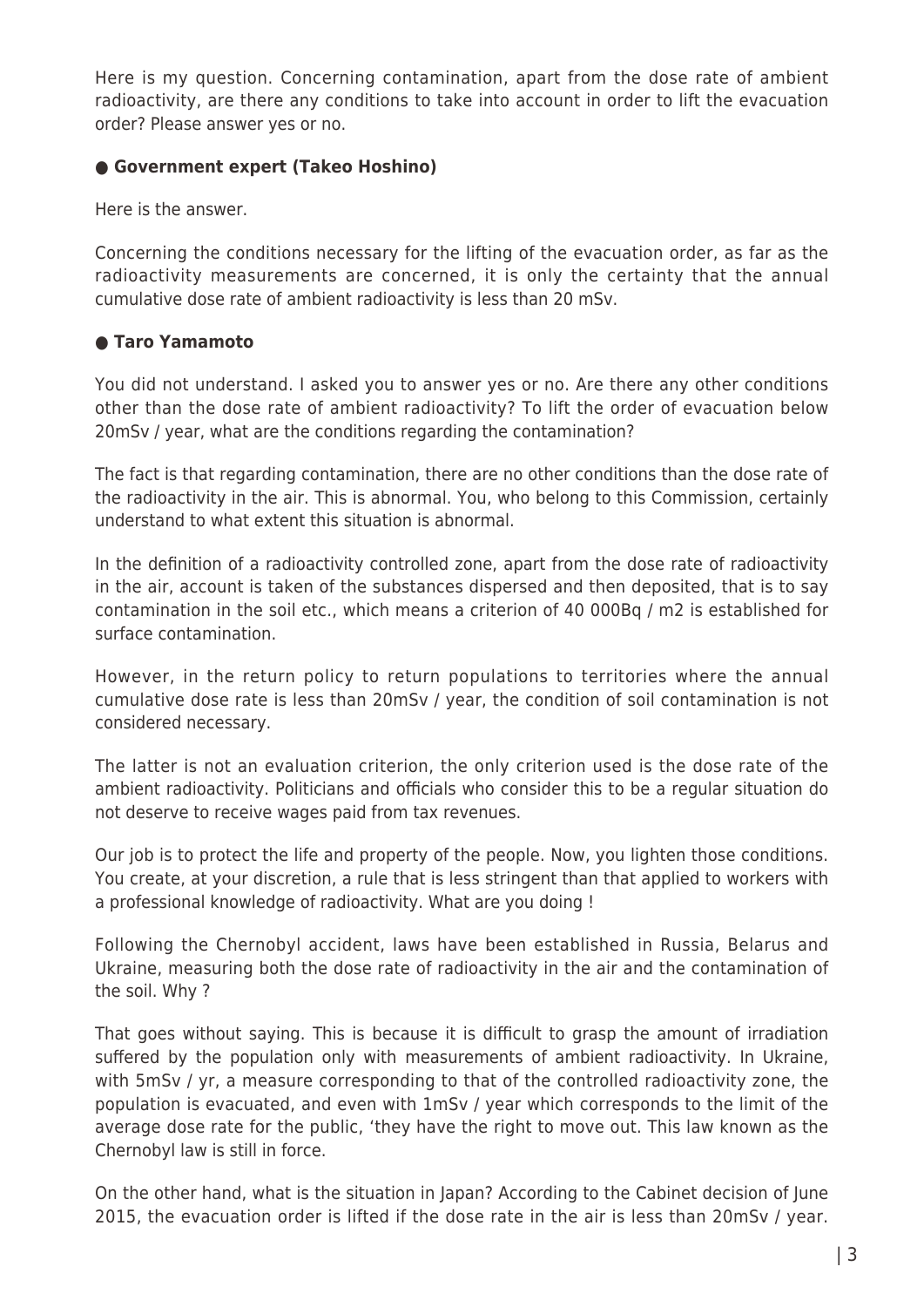Here is my question. Concerning contamination, apart from the dose rate of ambient radioactivity, are there any conditions to take into account in order to lift the evacuation order? Please answer yes or no.

● **Government expert (Takeo Hoshino)**

Here is the answer.

Concerning the conditions necessary for the lifting of the evacuation order, as far as the radioactivity measurements are concerned, it is only the certainty that the annual cumulative dose rate of ambient radioactivity is less than 20 mSv.

● **Taro Yamamoto**

You did not understand. I asked you to answer yes or no. Are there any other conditions other than the dose rate of ambient radioactivity? To lift the order of evacuation below 20mSv / year, what are the conditions regarding the contamination?

The fact is that regarding contamination, there are no other conditions than the dose rate of the radioactivity in the air. This is abnormal. You, who belong to this Commission, certainly understand to what extent this situation is abnormal.

In the definition of a radioactivity controlled zone, apart from the dose rate of radioactivity in the air, account is taken of the substances dispersed and then deposited, that is to say contamination in the soil etc., which means a criterion of 40 000Bq / m2 is established for surface contamination.

However, in the return policy to return populations to territories where the annual cumulative dose rate is less than 20mSv / year, the condition of soil contamination is not considered necessary.

The latter is not an evaluation criterion, the only criterion used is the dose rate of the ambient radioactivity. Politicians and officials who consider this to be a regular situation do not deserve to receive wages paid from tax revenues.

Our job is to protect the life and property of the people. Now, you lighten those conditions. You create, at your discretion, a rule that is less stringent than that applied to workers with a professional knowledge of radioactivity. What are you doing !

Following the Chernobyl accident, laws have been established in Russia, Belarus and Ukraine, measuring both the dose rate of radioactivity in the air and the contamination of the soil. Why ?

That goes without saying. This is because it is difficult to grasp the amount of irradiation suffered by the population only with measurements of ambient radioactivity. In Ukraine, with 5mSv / yr, a measure corresponding to that of the controlled radioactivity zone, the population is evacuated, and even with 1mSv / year which corresponds to the limit of the average dose rate for the public, 'they have the right to move out. This law known as the Chernobyl law is still in force.

On the other hand, what is the situation in Japan? According to the Cabinet decision of June 2015, the evacuation order is lifted if the dose rate in the air is less than 20mSv / year.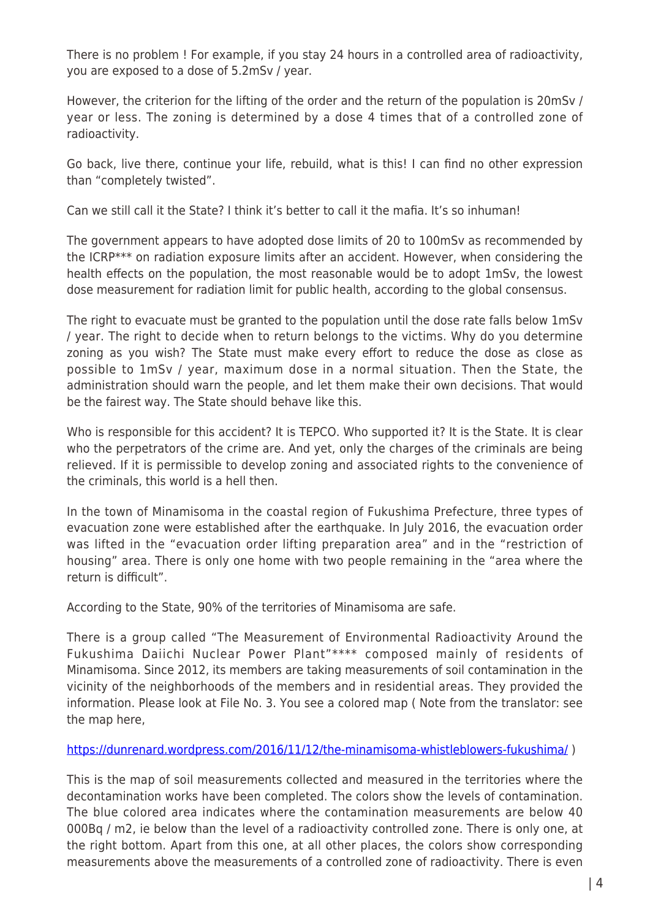There is no problem ! For example, if you stay 24 hours in a controlled area of radioactivity, you are exposed to a dose of 5.2mSv / year.

However, the criterion for the lifting of the order and the return of the population is 20mSv / year or less. The zoning is determined by a dose 4 times that of a controlled zone of radioactivity.

Go back, live there, continue your life, rebuild, what is this! I can find no other expression than "completely twisted".

Can we still call it the State? I think it's better to call it the mafia. It's so inhuman!

The government appears to have adopted dose limits of 20 to 100mSv as recommended by the ICRP*** on radiation exposure limits after an accident. However, when considering the health effects on the population, the most reasonable would be to adopt 1mSv, the lowest dose measurement for radiation limit for public health, according to the global consensus.

The right to evacuate must be granted to the population until the dose rate falls below 1mSv / year. The right to decide when to return belongs to the victims. Why do you determine zoning as you wish? The State must make every effort to reduce the dose as close as possible to 1mSv / year, maximum dose in a normal situation. Then the State, the administration should warn the people, and let them make their own decisions. That would be the fairest way. The State should behave like this.

Who is responsible for this accident? It is TEPCO. Who supported it? It is the State. It is clear who the perpetrators of the crime are. And yet, only the charges of the criminals are being relieved. If it is permissible to develop zoning and associated rights to the convenience of the criminals, this world is a hell then.

In the town of Minamisoma in the coastal region of Fukushima Prefecture, three types of evacuation zone were established after the earthquake. In July 2016, the evacuation order was lifted in the "evacuation order lifting preparation area" and in the "restriction of housing" area. There is only one home with two people remaining in the "area where the return is difficult".

According to the State, 90% of the territories of Minamisoma are safe.

There is a group called "The Measurement of Environmental Radioactivity Around the Fukushima Daiichi Nuclear Power Plant"**** composed mainly of residents of Minamisoma. Since 2012, its members are taking measurements of soil contamination in the vicinity of the neighborhoods of the members and in residential areas. They provided the information. Please look at File No. 3. You see a colored map ( Note from the translator: see the map here,

https://dunrenard.wordpress.com/2016/11/12/the-minamisoma-whistleblowers-fukushima/ )

This is the map of soil measurements collected and measured in the territories where the decontamination works have been completed. The colors show the levels of contamination. The blue colored area indicates where the contamination measurements are below 40 000Bq / m2, ie below than the level of a radioactivity controlled zone. There is only one, at the right bottom. Apart from this one, at all other places, the colors show corresponding measurements above the measurements of a controlled zone of radioactivity. There is even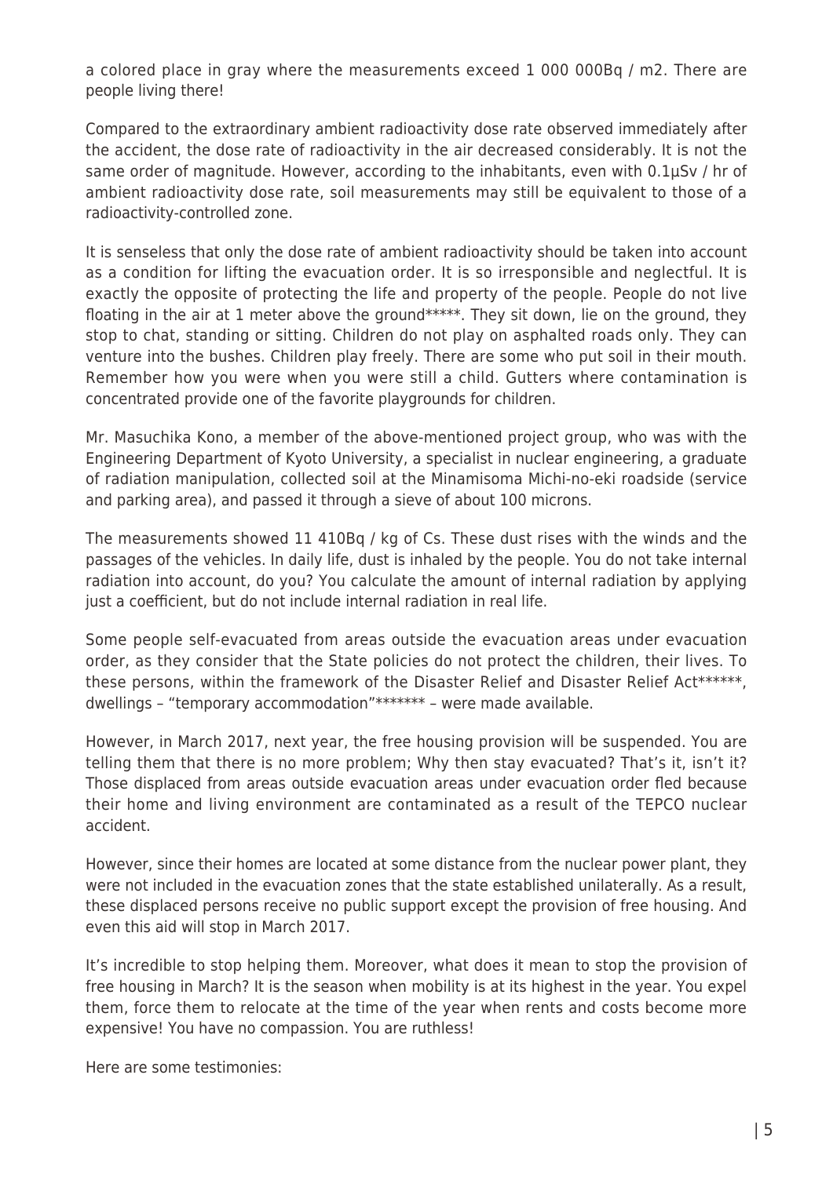a colored place in gray where the measurements exceed 1 000 000Bq / m2. There are people living there!

Compared to the extraordinary ambient radioactivity dose rate observed immediately after the accident, the dose rate of radioactivity in the air decreased considerably. It is not the same order of magnitude. However, according to the inhabitants, even with 0.1µSv / hr of ambient radioactivity dose rate, soil measurements may still be equivalent to those of a radioactivity-controlled zone.

It is senseless that only the dose rate of ambient radioactivity should be taken into account as a condition for lifting the evacuation order. It is so irresponsible and neglectful. It is exactly the opposite of protecting the life and property of the people. People do not live floating in the air at 1 meter above the ground*****. They sit down, lie on the ground, they stop to chat, standing or sitting. Children do not play on asphalted roads only. They can venture into the bushes. Children play freely. There are some who put soil in their mouth. Remember how you were when you were still a child. Gutters where contamination is concentrated provide one of the favorite playgrounds for children.

Mr. Masuchika Kono, a member of the above-mentioned project group, who was with the Engineering Department of Kyoto University, a specialist in nuclear engineering, a graduate of radiation manipulation, collected soil at the Minamisoma Michi-no-eki roadside (service and parking area), and passed it through a sieve of about 100 microns.

The measurements showed 11 410Bq / kg of Cs. These dust rises with the winds and the passages of the vehicles. In daily life, dust is inhaled by the people. You do not take internal radiation into account, do you? You calculate the amount of internal radiation by applying just a coefficient, but do not include internal radiation in real life.

Some people self-evacuated from areas outside the evacuation areas under evacuation order, as they consider that the State policies do not protect the children, their lives. To these persons, within the framework of the Disaster Relief and Disaster Relief Act******, dwellings – "temporary accommodation"******* – were made available.

However, in March 2017, next year, the free housing provision will be suspended. You are telling them that there is no more problem; Why then stay evacuated? That's it, isn't it? Those displaced from areas outside evacuation areas under evacuation order fled because their home and living environment are contaminated as a result of the TEPCO nuclear accident.

However, since their homes are located at some distance from the nuclear power plant, they were not included in the evacuation zones that the state established unilaterally. As a result, these displaced persons receive no public support except the provision of free housing. And even this aid will stop in March 2017.

It's incredible to stop helping them. Moreover, what does it mean to stop the provision of free housing in March? It is the season when mobility is at its highest in the year. You expel them, force them to relocate at the time of the year when rents and costs become more expensive! You have no compassion. You are ruthless!

Here are some testimonies: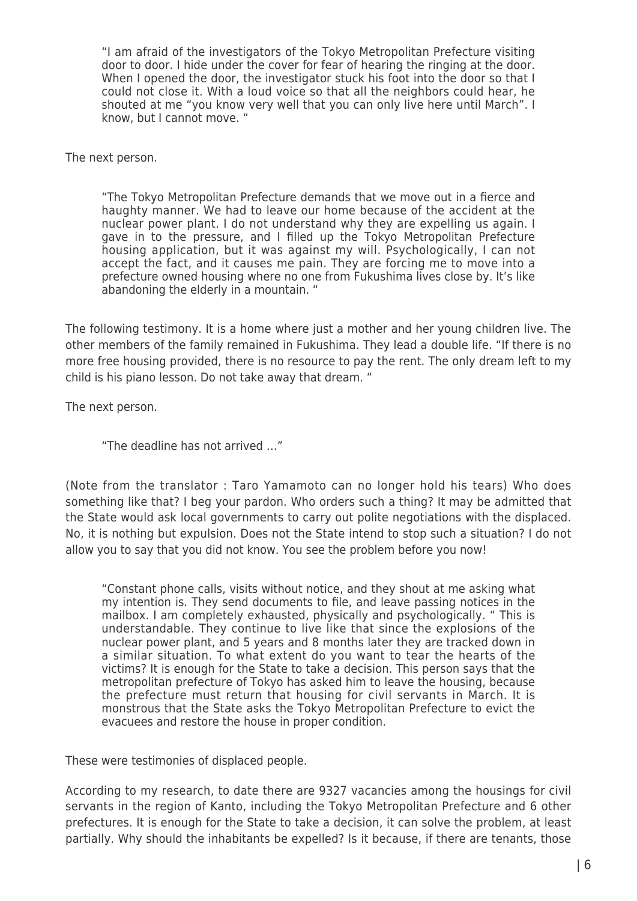> "I am afraid of the investigators of the Tokyo Metropolitan Prefecture visiting door to door. I hide under the cover for fear of hearing the ringing at the door. When I opened the door, the investigator stuck his foot into the door so that I could not close it. With a loud voice so that all the neighbors could hear, he shouted at me "you know very well that you can only live here until March". I know, but I cannot move. "

The next person.

> "The Tokyo Metropolitan Prefecture demands that we move out in a fierce and haughty manner. We had to leave our home because of the accident at the nuclear power plant. I do not understand why they are expelling us again. I gave in to the pressure, and I filled up the Tokyo Metropolitan Prefecture housing application, but it was against my will. Psychologically, I can not accept the fact, and it causes me pain. They are forcing me to move into a prefecture owned housing where no one from Fukushima lives close by. It's like abandoning the elderly in a mountain. "

The following testimony. It is a home where just a mother and her young children live. The other members of the family remained in Fukushima. They lead a double life. "If there is no more free housing provided, there is no resource to pay the rent. The only dream left to my child is his piano lesson. Do not take away that dream. "

The next person.

> "The deadline has not arrived …"

(Note from the translator : Taro Yamamoto can no longer hold his tears) Who does something like that? I beg your pardon. Who orders such a thing? It may be admitted that the State would ask local governments to carry out polite negotiations with the displaced. No, it is nothing but expulsion. Does not the State intend to stop such a situation? I do not allow you to say that you did not know. You see the problem before you now!

> "Constant phone calls, visits without notice, and they shout at me asking what my intention is. They send documents to file, and leave passing notices in the mailbox. I am completely exhausted, physically and psychologically. " This is understandable. They continue to live like that since the explosions of the nuclear power plant, and 5 years and 8 months later they are tracked down in a similar situation. To what extent do you want to tear the hearts of the victims? It is enough for the State to take a decision. This person says that the metropolitan prefecture of Tokyo has asked him to leave the housing, because the prefecture must return that housing for civil servants in March. It is monstrous that the State asks the Tokyo Metropolitan Prefecture to evict the evacuees and restore the house in proper condition.

These were testimonies of displaced people.

According to my research, to date there are 9327 vacancies among the housings for civil servants in the region of Kanto, including the Tokyo Metropolitan Prefecture and 6 other prefectures. It is enough for the State to take a decision, it can solve the problem, at least partially. Why should the inhabitants be expelled? Is it because, if there are tenants, those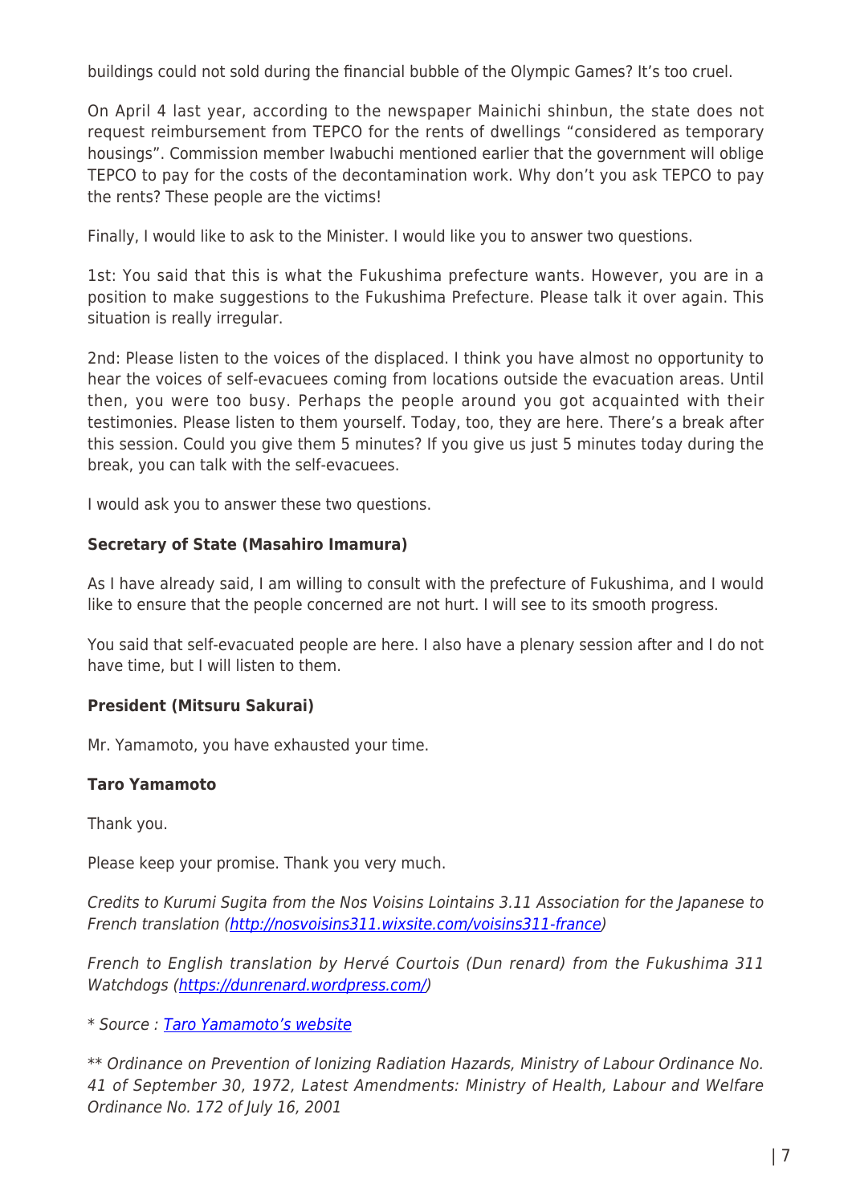buildings could not sold during the financial bubble of the Olympic Games? It's too cruel.

On April 4 last year, according to the newspaper Mainichi shinbun, the state does not request reimbursement from TEPCO for the rents of dwellings "considered as temporary housings". Commission member Iwabuchi mentioned earlier that the government will oblige TEPCO to pay for the costs of the decontamination work. Why don't you ask TEPCO to pay the rents? These people are the victims!

Finally, I would like to ask to the Minister. I would like you to answer two questions.

1st: You said that this is what the Fukushima prefecture wants. However, you are in a position to make suggestions to the Fukushima Prefecture. Please talk it over again. This situation is really irregular.

2nd: Please listen to the voices of the displaced. I think you have almost no opportunity to hear the voices of self-evacuees coming from locations outside the evacuation areas. Until then, you were too busy. Perhaps the people around you got acquainted with their testimonies. Please listen to them yourself. Today, too, they are here. There's a break after this session. Could you give them 5 minutes? If you give us just 5 minutes today during the break, you can talk with the self-evacuees.

I would ask you to answer these two questions.

**Secretary of State (Masahiro Imamura)**

As I have already said, I am willing to consult with the prefecture of Fukushima, and I would like to ensure that the people concerned are not hurt. I will see to its smooth progress.

You said that self-evacuated people are here. I also have a plenary session after and I do not have time, but I will listen to them.

**President (Mitsuru Sakurai)**

Mr. Yamamoto, you have exhausted your time.

**Taro Yamamoto**

Thank you.

Please keep your promise. Thank you very much.

*Credits to Kurumi Sugita from the Nos Voisins Lointains 3.11 Association for the Japanese to French translation ([http://nosvoisins311.wixsite.com/voisins311-france](http://nosvoisins311.wixsite.com/voisins311-france))*

*French to English translation by Hervé Courtois (Dun renard) from the Fukushima 311 Watchdogs ([https://dunrenard.wordpress.com/](https://dunrenard.wordpress.com/))*

\* *Source : Taro Yamamoto's website*

\*\* *Ordinance on Prevention of Ionizing Radiation Hazards, Ministry of Labour Ordinance No. 41 of September 30, 1972, Latest Amendments: Ministry of Health, Labour and Welfare Ordinance No. 172 of July 16, 2001*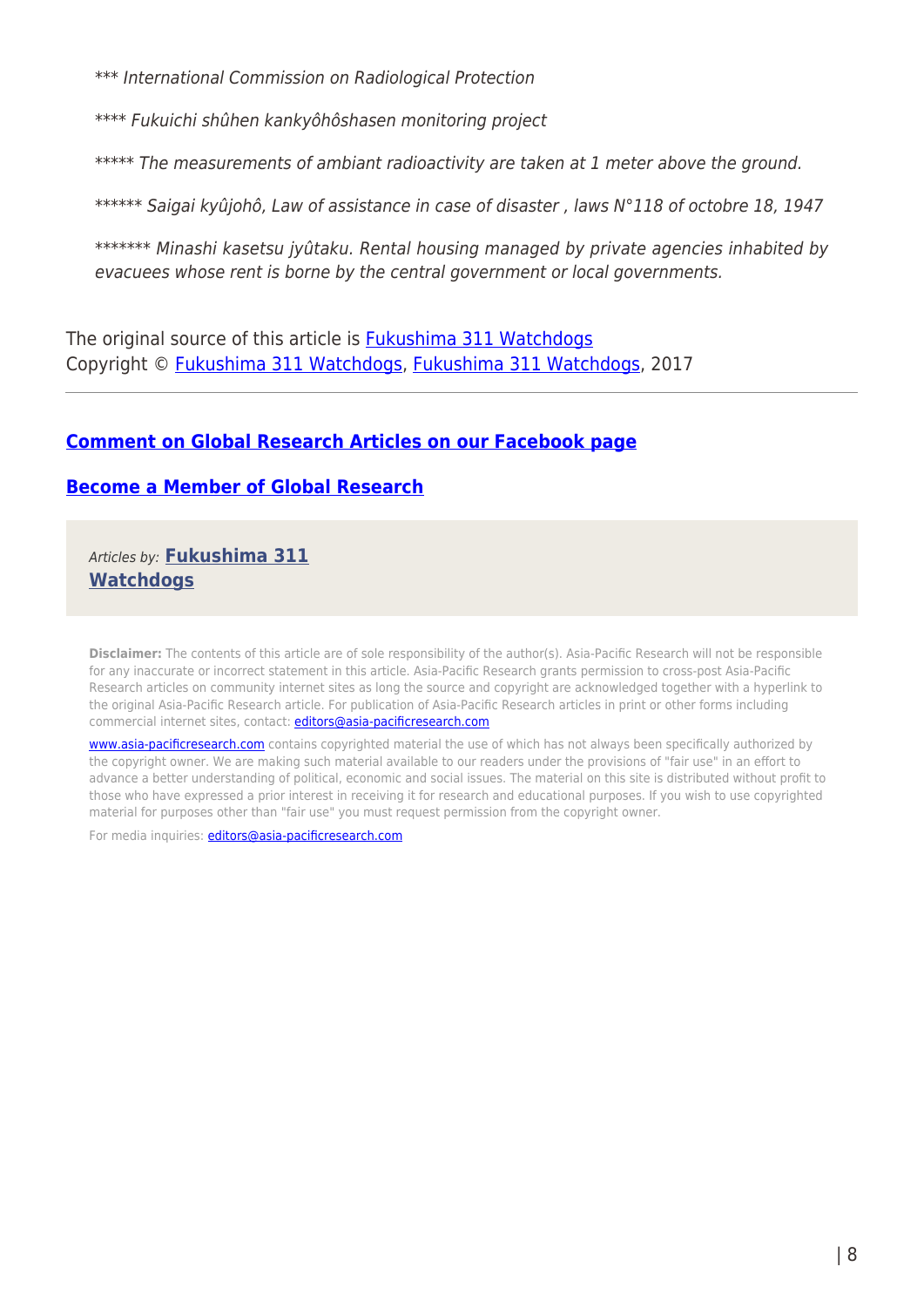*\*\*\* International Commission on Radiological Protection*

*\*\*\*\* Fukuichi shûhen kankyôhôshasen monitoring project*

*\*\*\*\*\* The measurements of ambiant radioactivity are taken at 1 meter above the ground.*

*\*\*\*\*\*\* Saigai kyûjohô, Law of assistance in case of disaster , laws N°118 of octobre 18, 1947*

*\*\*\*\*\*\*\* Minashi kasetsu jyûtaku. Rental housing managed by private agencies inhabited by evacuees whose rent is borne by the central government or local governments.*

The original source of this article is Fukushima 311 Watchdogs
Copyright © Fukushima 311 Watchdogs, Fukushima 311 Watchdogs, 2017

---

**Comment on Global Research Articles on our Facebook page**

**Become a Member of Global Research**

*Articles by:* **Fukushima 311 Watchdogs**

**Disclaimer:** The contents of this article are of sole responsibility of the author(s). Asia-Pacific Research will not be responsible for any inaccurate or incorrect statement in this article. Asia-Pacific Research grants permission to cross-post Asia-Pacific Research articles on community internet sites as long the source and copyright are acknowledged together with a hyperlink to the original Asia-Pacific Research article. For publication of Asia-Pacific Research articles in print or other forms including commercial internet sites, contact: editors@asia-pacificresearch.com

www.asia-pacificresearch.com contains copyrighted material the use of which has not always been specifically authorized by the copyright owner. We are making such material available to our readers under the provisions of "fair use" in an effort to advance a better understanding of political, economic and social issues. The material on this site is distributed without profit to those who have expressed a prior interest in receiving it for research and educational purposes. If you wish to use copyrighted material for purposes other than "fair use" you must request permission from the copyright owner.

For media inquiries: editors@asia-pacificresearch.com